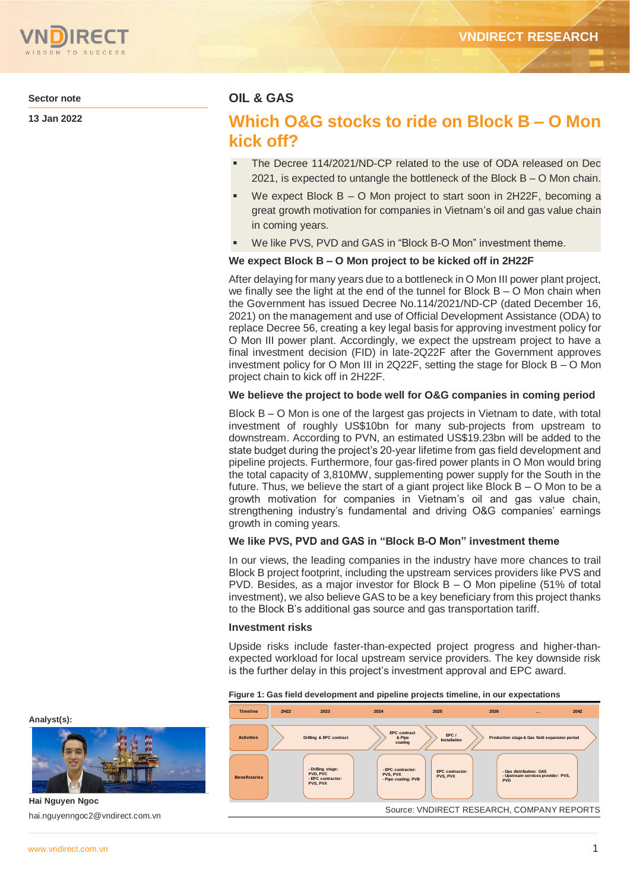Sector note

13 Jan 2022

# OIL & GAS

## Which O&G stocks to ride on Block B – O Mon kick off?

- The Decree 114/2021/ND-CP related to the use of ODA released on Dec 2021, is expected to untangle the bottleneck of the Block B – O Mon chain.
- We expect Block B – O Mon project to start soon in 2H22F, becoming a great growth motivation for companies in Vietnam's oil and gas value chain in coming years.
- We like PVS, PVD and GAS in "Block B-O Mon" investment theme.

### We expect Block B – O Mon project to be kicked off in 2H22F

After delaying for many years due to a bottleneck in O Mon III power plant project, we finally see the light at the end of the tunnel for Block B – O Mon chain when the Government has issued Decree No.114/2021/ND-CP (dated December 16, 2021) on the management and use of Official Development Assistance (ODA) to replace Decree 56, creating a key legal basis for approving investment policy for O Mon III power plant. Accordingly, we expect the upstream project to have a final investment decision (FID) in late-2Q22F after the Government approves investment policy for O Mon III in 2Q22F, setting the stage for Block B – O Mon project chain to kick off in 2H22F.

### We believe the project to bode well for O&G companies in coming period

Block B – O Mon is one of the largest gas projects in Vietnam to date, with total investment of roughly US$10bn for many sub-projects from upstream to downstream. According to PVN, an estimated US$19.23bn will be added to the state budget during the project's 20-year lifetime from gas field development and pipeline projects. Furthermore, four gas-fired power plants in O Mon would bring the total capacity of 3,810MW, supplementing power supply for the South in the future. Thus, we believe the start of a giant project like Block B – O Mon to be a growth motivation for companies in Vietnam's oil and gas value chain, strengthening industry's fundamental and driving O&G companies' earnings growth in coming years.

### We like PVS, PVD and GAS in "Block B-O Mon" investment theme

In our views, the leading companies in the industry have more chances to trail Block B project footprint, including the upstream services providers like PVS and PVD. Besides, as a major investor for Block B – O Mon pipeline (51% of total investment), we also believe GAS to be a key beneficiary from this project thanks to the Block B's additional gas source and gas transportation tariff.

### Investment risks

Upside risks include faster-than-expected project progress and higher-than-expected workload for local upstream service providers. The key downside risk is the further delay in this project's investment approval and EPC award.

**Figure 1: Gas field development and pipeline projects timeline, in our expectations**

| Timeline | 2H22 | 2023 | 2024 | 2025 | 2026 | ... | 2042 |
|---|---|---|---|---|---|---|---|
| Activities | Drilling & EPC contract | | EPC contract & Pipe coating | EPC / Installation | Production stage & Gas field expansion period | | |
| Beneficiaries | - Drilling stage: PVD, PVC<br>- EPC contractor: PVS, PVX | | - EPC contractor: PVS, PVX<br>- Pipe coating: PVB | EPC contractor: PVS, PVX | - Gas distribution: GAS<br>- Upstream services provider: PVS, PVD | | |

Source: VNDIRECT RESEARCH, COMPANY REPORTS

Analyst(s):

Hai Nguyen Ngoc
hai.nguyenngoc2@vndirect.com.vn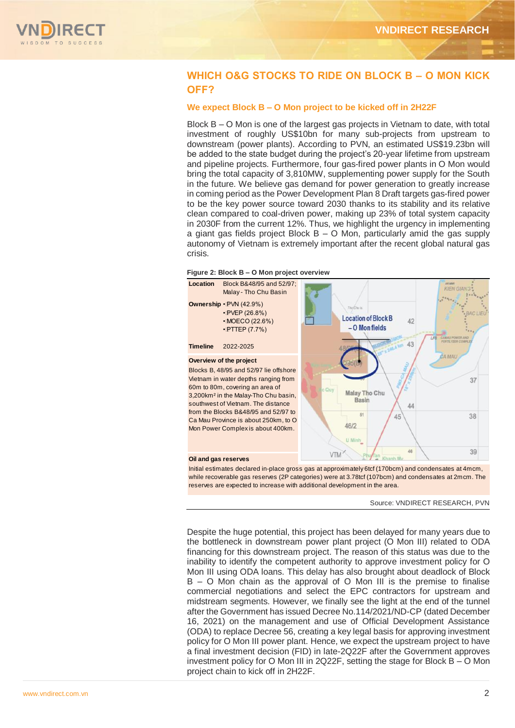## WHICH O&G STOCKS TO RIDE ON BLOCK B – O MON KICK OFF?

### We expect Block B – O Mon project to be kicked off in 2H22F

Block B – O Mon is one of the largest gas projects in Vietnam to date, with total investment of roughly US$10bn for many sub-projects from upstream to downstream (power plants). According to PVN, an estimated US$19.23bn will be added to the state budget during the project's 20-year lifetime from upstream and pipeline projects. Furthermore, four gas-fired power plants in O Mon would bring the total capacity of 3,810MW, supplementing power supply for the South in the future. We believe gas demand for power generation to greatly increase in coming period as the Power Development Plan 8 Draft targets gas-fired power to be the key power source toward 2030 thanks to its stability and its relative clean compared to coal-driven power, making up 23% of total system capacity in 2030F from the current 12%. Thus, we highlight the urgency in implementing a giant gas fields project Block B – O Mon, particularly amid the gas supply autonomy of Vietnam is extremely important after the recent global natural gas crisis.

**Figure 2: Block B – O Mon project overview**

| | |
|---|---|
| **Location** | Block B&48/95 and 52/97; Malay - Tho Chu Basin |
| **Ownership** | • PVN (42.9%)<br>• PVEP (26.8%)<br>• MOECO (22.6%)<br>• PTTEP (7.7%) |
| **Timeline** | 2022-2025 |

**Overview of the project**

Blocks B, 48/95 and 52/97 lie offshore Vietnam in water depths ranging from 60m to 80m, covering an area of 3,200km² in the Malay-Tho Chu basin, southwest of Vietnam. The distance from the Blocks B&48/95 and 52/97 to Ca Mau Province is about 250km, to O Mon Power Complex is about 400km.

**Oil and gas reserves**

Initial estimates declared in-place gross gas at approximately 6tcf (170bcm) and condensates at 4mcm, while recoverable gas reserves (2P categories) were at 3.78tcf (107bcm) and condensates at 2mcm. The reserves are expected to increase with additional development in the area.

Source: VNDIRECT RESEARCH, PVN

Despite the huge potential, this project has been delayed for many years due to the bottleneck in downstream power plant project (O Mon III) related to ODA financing for this downstream project. The reason of this status was due to the inability to identify the competent authority to approve investment policy for O Mon III using ODA loans. This delay has also brought about deadlock of Block B – O Mon chain as the approval of O Mon III is the premise to finalise commercial negotiations and select the EPC contractors for upstream and midstream segments. However, we finally see the light at the end of the tunnel after the Government has issued Decree No.114/2021/ND-CP (dated December 16, 2021) on the management and use of Official Development Assistance (ODA) to replace Decree 56, creating a key legal basis for approving investment policy for O Mon III power plant. Hence, we expect the upstream project to have a final investment decision (FID) in late-2Q22F after the Government approves investment policy for O Mon III in 2Q22F, setting the stage for Block B – O Mon project chain to kick off in 2H22F.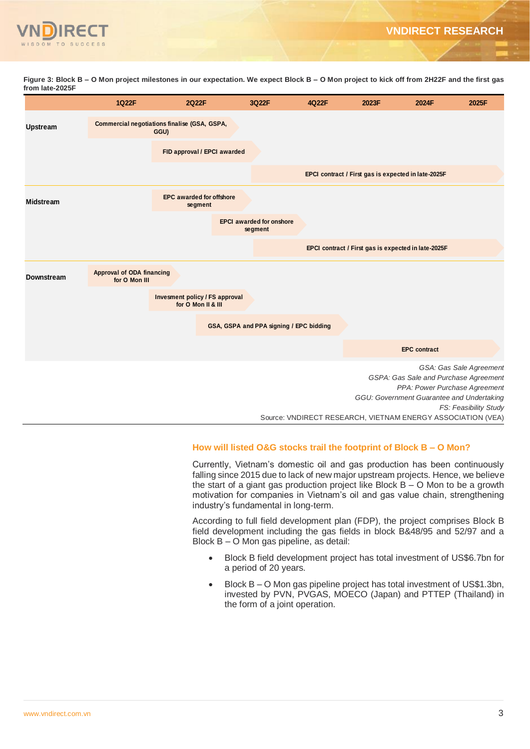**Figure 3: Block B – O Mon project milestones in our expectation. We expect Block B – O Mon project to kick off from 2H22F and the first gas from late-2025F**

| | 1Q22F | 2Q22F | 3Q22F | 4Q22F | 2023F | 2024F | 2025F |
|---|---|---|---|---|---|---|---|
| **Upstream** | Commercial negotiations finalise (GSA, GSPA, GGU) | | | | | | |
| | | FID approval / EPCI awarded | | | | | |
| | | | EPCI contract / First gas is expected in late-2025F | | | | |
| **Midstream** | | EPC awarded for offshore segment | | | | | |
| | | | EPCI awarded for onshore segment | | | | |
| | | | EPCI contract / First gas is expected in late-2025F | | | | |
| **Downstream** | Approval of ODA financing for O Mon III | | | | | | |
| | | Invesment policy / FS approval for O Mon II & III | | | | | |
| | | | GSA, GSPA and PPA signing / EPC bidding | | | | |
| | | | | | EPC contract | | |

*GSA: Gas Sale Agreement*
*GSPA: Gas Sale and Purchase Agreement*
*PPA: Power Purchase Agreement*
*GGU: Government Guarantee and Undertaking*
*FS: Feasibility Study*

Source: VNDIRECT RESEARCH, VIETNAM ENERGY ASSOCIATION (VEA)

## How will listed O&G stocks trail the footprint of Block B – O Mon?

Currently, Vietnam's domestic oil and gas production has been continuously falling since 2015 due to lack of new major upstream projects. Hence, we believe the start of a giant gas production project like Block B – O Mon to be a growth motivation for companies in Vietnam's oil and gas value chain, strengthening industry's fundamental in long-term.

According to full field development plan (FDP), the project comprises Block B field development including the gas fields in block B&48/95 and 52/97 and a Block B – O Mon gas pipeline, as detail:

- Block B field development project has total investment of US$6.7bn for a period of 20 years.
- Block B – O Mon gas pipeline project has total investment of US$1.3bn, invested by PVN, PVGAS, MOECO (Japan) and PTTEP (Thailand) in the form of a joint operation.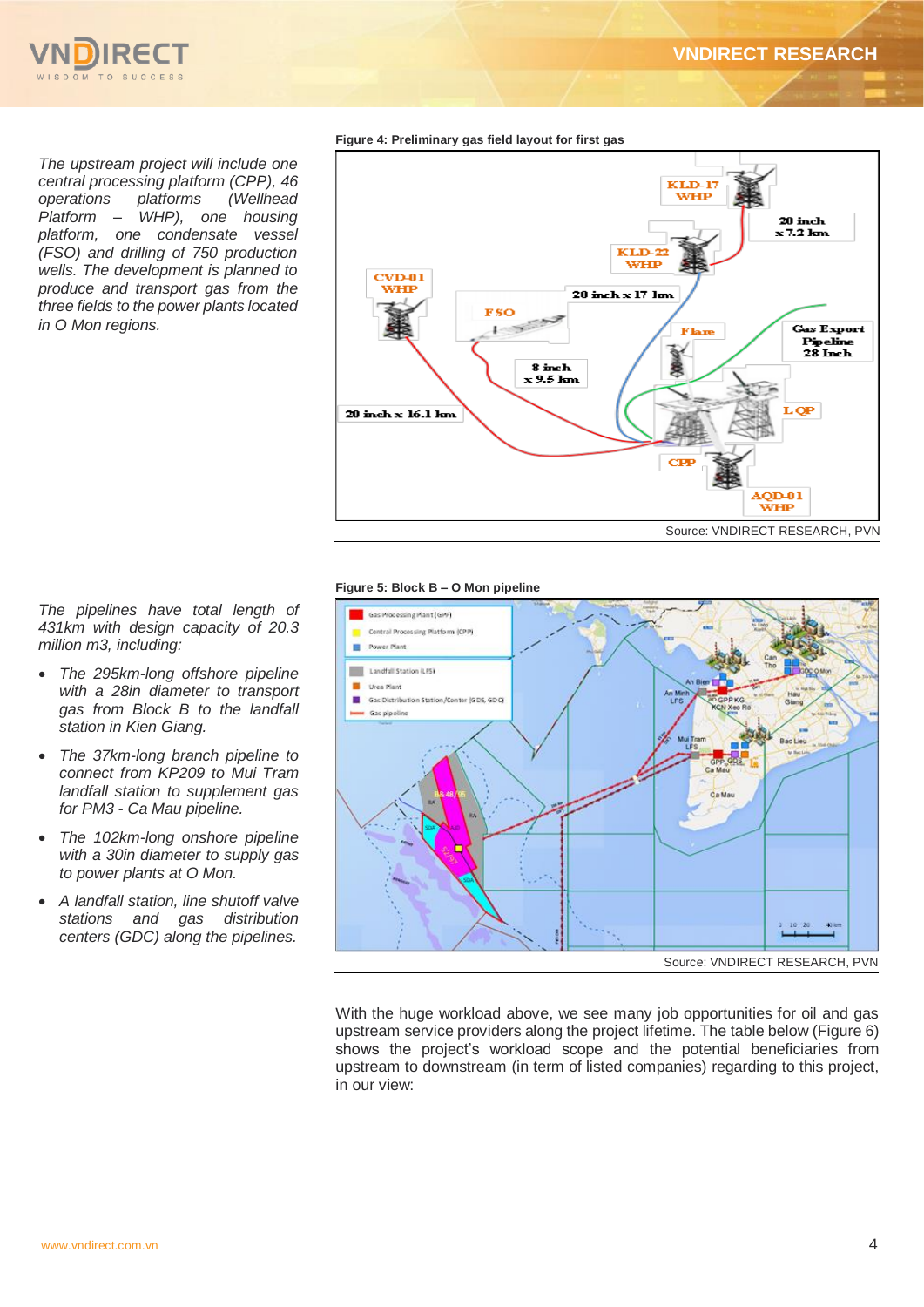*The upstream project will include one central processing platform (CPP), 46 operations platforms (Wellhead Platform – WHP), one housing platform, one condensate vessel (FSO) and drilling of 750 production wells. The development is planned to produce and transport gas from the three fields to the power plants located in O Mon regions.*

**Figure 4: Preliminary gas field layout for first gas**

Source: VNDIRECT RESEARCH, PVN

*The pipelines have total length of 431km with design capacity of 20.3 million m3, including:*

- *The 295km-long offshore pipeline with a 28in diameter to transport gas from Block B to the landfall station in Kien Giang.*
- *The 37km-long branch pipeline to connect from KP209 to Mui Tram landfall station to supplement gas for PM3 - Ca Mau pipeline.*
- *The 102km-long onshore pipeline with a 30in diameter to supply gas to power plants at O Mon.*
- *A landfall station, line shutoff valve stations and gas distribution centers (GDC) along the pipelines.*

**Figure 5: Block B – O Mon pipeline**

Source: VNDIRECT RESEARCH, PVN

With the huge workload above, we see many job opportunities for oil and gas upstream service providers along the project lifetime. The table below (Figure 6) shows the project's workload scope and the potential beneficiaries from upstream to downstream (in term of listed companies) regarding to this project, in our view: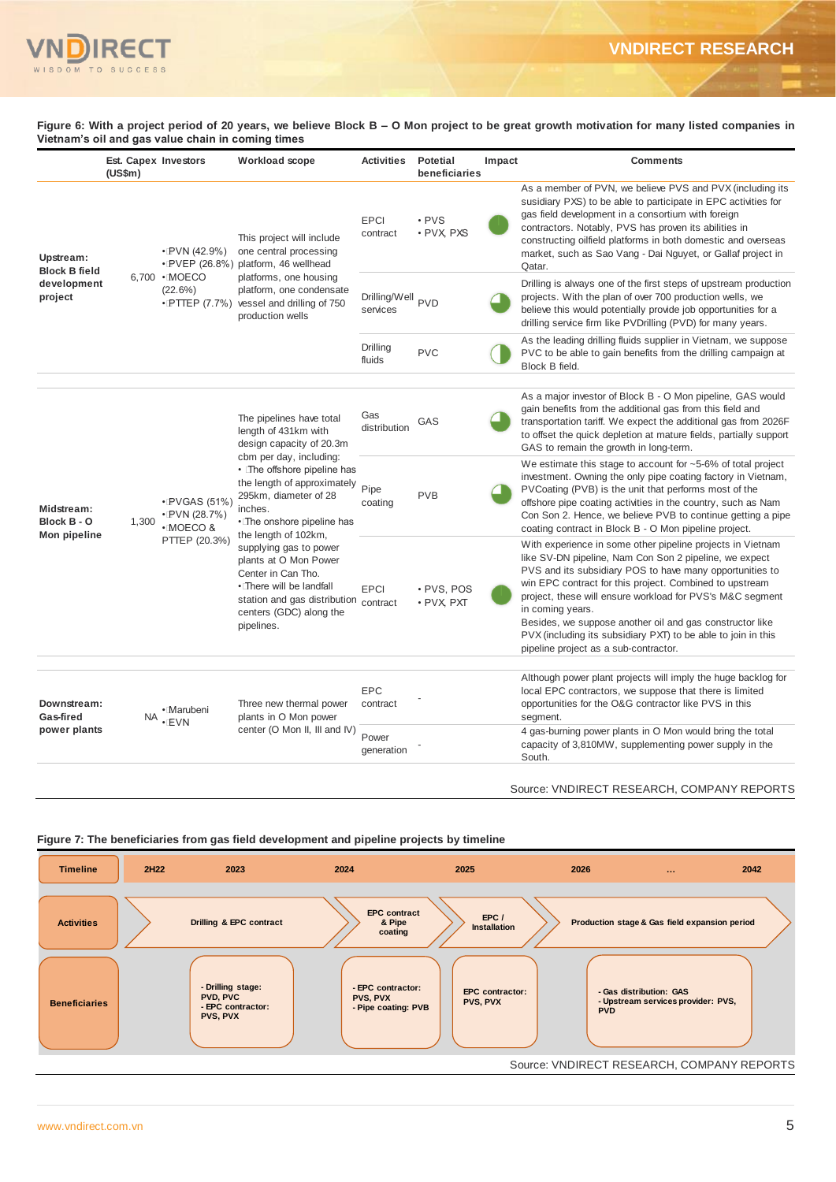**Figure 6: With a project period of 20 years, we believe Block B – O Mon project to be great growth motivation for many listed companies in Vietnam's oil and gas value chain in coming times**

| | Est. Capex (US$m) | Investors | Workload scope | Activities | Potetial beneficiaries | Impact | Comments |
|---|---|---|---|---|---|---|---|
| **Upstream: Block B field development project** | 6,700 | • PVN (42.9%)<br>• PVEP (26.8%)<br>• MOECO (22.6%)<br>• PTTEP (7.7%) | This project will include one central processing platform, 46 wellhead platforms, one housing platform, one condensate vessel and drilling of 750 production wells | EPCI contract | • PVS<br>• PVX, PXS | | As a member of PVN, we believe PVS and PVX (including its susidiary PXS) to be able to participate in EPC activities for gas field development in a consortium with foreign contractors. Notably, PVS has proven its abilities in constructing oilfield platforms in both domestic and overseas market, such as Sao Vang - Dai Nguyet, or Gallaf project in Qatar. |
| | | | | Drilling/Well services | PVD | | Drilling is always one of the first steps of upstream production projects. With the plan of over 700 production wells, we believe this would potentially provide job opportunities for a drilling service firm like PVDrilling (PVD) for many years. |
| | | | | Drilling fluids | PVC | | As the leading drilling fluids supplier in Vietnam, we suppose PVC to be able to gain benefits from the drilling campaign at Block B field. |
| **Midstream: Block B - O Mon pipeline** | 1,300 | • PVGAS (51%)<br>• PVN (28.7%)<br>• MOECO & PTTEP (20.3%) | The pipelines have total length of 431km with design capacity of 20.3m cbm per day, including:<br>• The offshore pipeline has the length of approximately 295km, diameter of 28 inches.<br>• The onshore pipeline has the length of 102km, supplying gas to power plants at O Mon Power Center in Can Tho.<br>• There will be landfall station and gas distribution centers (GDC) along the pipelines. | Gas distribution | GAS | | As a major investor of Block B - O Mon pipeline, GAS would gain benefits from the additional gas from this field and transportation tariff. We expect the additional gas from 2026F to offset the quick depletion at mature fields, partially support GAS to remain the growth in long-term. |
| | | | | Pipe coating | PVB | | We estimate this stage to account for ~5-6% of total project investment. Owning the only pipe coating factory in Vietnam, PVCoating (PVB) is the unit that performs most of the offshore pipe coating activities in the country, such as Nam Con Son 2. Hence, we believe PVB to continue getting a pipe coating contract in Block B - O Mon pipeline project. |
| | | | | EPCI contract | • PVS, POS<br>• PVX, PXT | | With experience in some other pipeline projects in Vietnam like SV-DN pipeline, Nam Con Son 2 pipeline, we expect PVS and its subsidiary POS to have many opportunities to win EPC contract for this project. Combined to upstream project, these will ensure workload for PVS's M&C segment in coming years.<br>Besides, we suppose another oil and gas constructor like PVX (including its subsidiary PXT) to be able to join in this pipeline project as a sub-contractor. |
| **Downstream: Gas-fired power plants** | NA | • Marubeni<br>• EVN | Three new thermal power plants in O Mon power center (O Mon II, III and IV) | EPC contract | - | | Although power plant projects will imply the huge backlog for local EPC contractors, we suppose that there is limited opportunities for the O&G contractor like PVS in this segment. |
| | | | | Power generation | - | | 4 gas-burning power plants in O Mon would bring the total capacity of 3,810MW, supplementing power supply in the South. |

Source: VNDIRECT RESEARCH, COMPANY REPORTS

**Figure 7: The beneficiaries from gas field development and pipeline projects by timeline**

| Timeline | 2H22 – 2023 | 2024 | 2025 | 2026 … 2042 |
|---|---|---|---|---|
| Activities | Drilling & EPC contract | EPC contract & Pipe coating | EPC / Installation | Production stage & Gas field expansion period |
| Beneficiaries | - Drilling stage: PVD, PVC<br>- EPC contractor: PVS, PVX | - EPC contractor: PVS, PVX<br>- Pipe coating: PVB | EPC contractor: PVS, PVX | - Gas distribution: GAS<br>- Upstream services provider: PVS, PVD |

Source: VNDIRECT RESEARCH, COMPANY REPORTS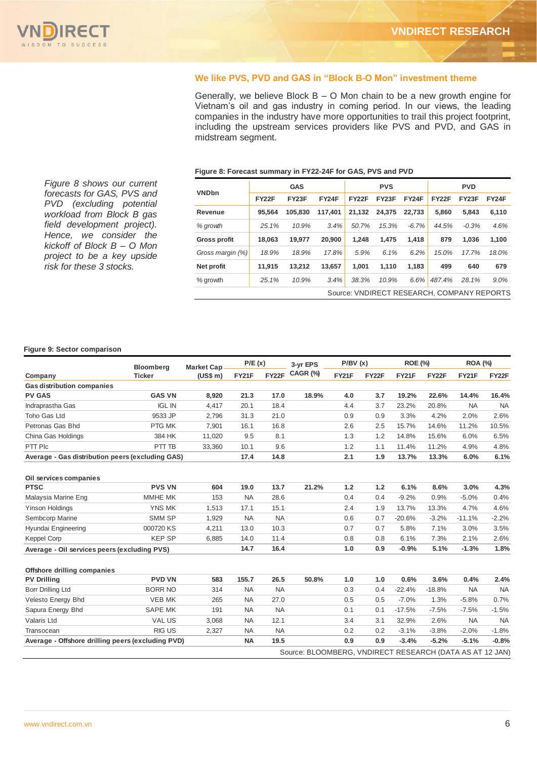## We like PVS, PVD and GAS in "Block B-O Mon" investment theme

Generally, we believe Block B – O Mon chain to be a new growth engine for Vietnam's oil and gas industry in coming period. In our views, the leading companies in the industry have more opportunities to trail this project footprint, including the upstream services providers like PVS and PVD, and GAS in midstream segment.

*Figure 8 shows our current forecasts for GAS, PVS and PVD (excluding potential workload from Block B gas field development project). Hence, we consider the kickoff of Block B – O Mon project to be a key upside risk for these 3 stocks.*

**Figure 8: Forecast summary in FY22-24F for GAS, PVS and PVD**

| VNDbn | GAS | | | PVS | | | PVD | | |
|---|---|---|---|---|---|---|---|---|---|
| | FY22F | FY23F | FY24F | FY22F | FY23F | FY24F | FY22F | FY23F | FY24F |
| **Revenue** | 95,564 | 105,830 | 117,401 | 21,132 | 24,375 | 22,733 | 5,860 | 5,843 | 6,110 |
| *% growth* | *25.1%* | *10.9%* | *3.4%* | *50.7%* | *15.3%* | *-6.7%* | *44.5%* | *-0.3%* | *4.6%* |
| **Gross profit** | 18,063 | 19,977 | 20,900 | 1,248 | 1,475 | 1,418 | 879 | 1,036 | 1,100 |
| *Gross margin (%)* | *18.9%* | *18.9%* | *17.8%* | *5.9%* | *6.1%* | *6.2%* | *15.0%* | *17.7%* | *18.0%* |
| **Net profit** | 11,915 | 13,212 | 13,657 | 1,001 | 1,110 | 1,183 | 499 | 640 | 679 |
| % growth | *25.1%* | *10.9%* | *3.4%* | *38.3%* | *10.9%* | *6.6%* | *487.4%* | *28.1%* | *9.0%* |

Source: VNDIRECT RESEARCH, COMPANY REPORTS

**Figure 9: Sector comparison**

| Company | Bloomberg Ticker | Market Cap (US$ m) | P/E (x) FY21F | P/E (x) FY22F | 3-yr EPS CAGR (%) | P/BV (x) FY21F | P/BV (x) FY22F | ROE (%) FY21F | ROE (%) FY22F | ROA (%) FY21F | ROA (%) FY22F |
|---|---|---|---|---|---|---|---|---|---|---|---|
| **Gas distribution companies** | | | | | | | | | | | |
| **PV GAS** | **GAS VN** | **8,920** | **21.3** | **17.0** | **18.9%** | **4.0** | **3.7** | **19.2%** | **22.6%** | **14.4%** | **16.4%** |
| Indraprastha Gas | IGL IN | 4,417 | 20.1 | 18.4 | | 4.4 | 3.7 | 23.2% | 20.8% | NA | NA |
| Toho Gas Ltd | 9533 JP | 2,796 | 31.3 | 21.0 | | 0.9 | 0.9 | 3.3% | 4.2% | 2.0% | 2.6% |
| Petronas Gas Bhd | PTG MK | 7,901 | 16.1 | 16.8 | | 2.6 | 2.5 | 15.7% | 14.6% | 11.2% | 10.5% |
| China Gas Holdings | 384 HK | 11,020 | 9.5 | 8.1 | | 1.3 | 1.2 | 14.8% | 15.6% | 6.0% | 6.5% |
| PTT Plc | PTT TB | 33,360 | 10.1 | 9.6 | | 1.2 | 1.1 | 11.4% | 11.2% | 4.9% | 4.8% |
| **Average - Gas distribution peers (excluding GAS)** | | | **17.4** | **14.8** | | **2.1** | **1.9** | **13.7%** | **13.3%** | **6.0%** | **6.1%** |
| **Oil services companies** | | | | | | | | | | | |
| **PTSC** | **PVS VN** | **604** | **19.0** | **13.7** | **21.2%** | **1.2** | **1.2** | **6.1%** | **8.6%** | **3.0%** | **4.3%** |
| Malaysia Marine Eng | MMHE MK | 153 | NA | 28.6 | | 0.4 | 0.4 | -9.2% | 0.9% | -5.0% | 0.4% |
| Yinson Holdings | YNS MK | 1,513 | 17.1 | 15.1 | | 2.4 | 1.9 | 13.7% | 13.3% | 4.7% | 4.6% |
| Sembcorp Marine | SMM SP | 1,929 | NA | NA | | 0.6 | 0.7 | -20.6% | -3.2% | -11.1% | -2.2% |
| Hyundai Engineering | 000720 KS | 4,211 | 13.0 | 10.3 | | 0.7 | 0.7 | 5.8% | 7.1% | 3.0% | 3.5% |
| Keppel Corp | KEP SP | 6,885 | 14.0 | 11.4 | | 0.8 | 0.8 | 6.1% | 7.3% | 2.1% | 2.6% |
| **Average - Oil services peers (excluding PVS)** | | | **14.7** | **16.4** | | **1.0** | **0.9** | **-0.9%** | **5.1%** | **-1.3%** | **1.8%** |
| **Offshore drilling companies** | | | | | | | | | | | |
| **PV Drilling** | **PVD VN** | **583** | **155.7** | **26.5** | **50.8%** | **1.0** | **1.0** | **0.6%** | **3.6%** | **0.4%** | **2.4%** |
| Borr Drilling Ltd | BORR NO | 314 | NA | NA | | 0.3 | 0.4 | -22.4% | -18.8% | NA | NA |
| Velesto Energy Bhd | VEB MK | 265 | NA | 27.0 | | 0.5 | 0.5 | -7.0% | 1.3% | -5.8% | 0.7% |
| Sapura Energy Bhd | SAPE MK | 191 | NA | NA | | 0.1 | 0.1 | -17.5% | -7.5% | -7.5% | -1.5% |
| Valaris Ltd | VAL US | 3,068 | NA | 12.1 | | 3.4 | 3.1 | 32.9% | 2.6% | NA | NA |
| Transocean | RIG US | 2,327 | NA | NA | | 0.2 | 0.2 | -3.1% | -3.8% | -2.0% | -1.8% |
| **Average - Offshore drilling peers (excluding PVD)** | | | **NA** | **19.5** | | **0.9** | **0.9** | **-3.4%** | **-5.2%** | **-5.1%** | **-0.8%** |

Source: BLOOMBERG, VNDIRECT RESEARCH (DATA AS AT 12 JAN)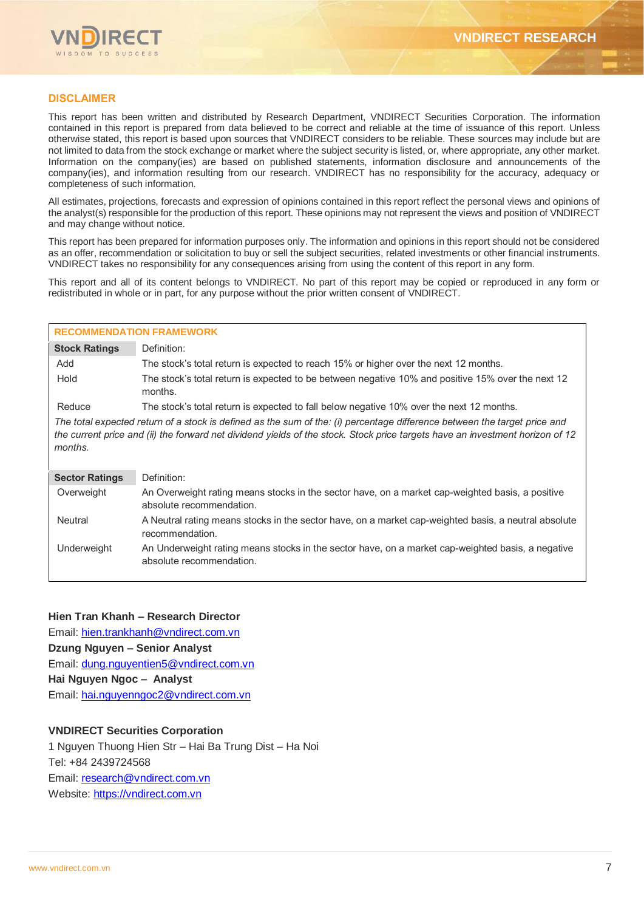## DISCLAIMER

This report has been written and distributed by Research Department, VNDIRECT Securities Corporation. The information contained in this report is prepared from data believed to be correct and reliable at the time of issuance of this report. Unless otherwise stated, this report is based upon sources that VNDIRECT considers to be reliable. These sources may include but are not limited to data from the stock exchange or market where the subject security is listed, or, where appropriate, any other market. Information on the company(ies) are based on published statements, information disclosure and announcements of the company(ies), and information resulting from our research. VNDIRECT has no responsibility for the accuracy, adequacy or completeness of such information.

All estimates, projections, forecasts and expression of opinions contained in this report reflect the personal views and opinions of the analyst(s) responsible for the production of this report. These opinions may not represent the views and position of VNDIRECT and may change without notice.

This report has been prepared for information purposes only. The information and opinions in this report should not be considered as an offer, recommendation or solicitation to buy or sell the subject securities, related investments or other financial instruments. VNDIRECT takes no responsibility for any consequences arising from using the content of this report in any form.

This report and all of its content belongs to VNDIRECT. No part of this report may be copied or reproduced in any form or redistributed in whole or in part, for any purpose without the prior written consent of VNDIRECT.

### RECOMMENDATION FRAMEWORK

| **Stock Ratings** | Definition: |
|---|---|
| Add | The stock's total return is expected to reach 15% or higher over the next 12 months. |
| Hold | The stock's total return is expected to be between negative 10% and positive 15% over the next 12 months. |
| Reduce | The stock's total return is expected to fall below negative 10% over the next 12 months. |

*The total expected return of a stock is defined as the sum of the: (i) percentage difference between the target price and the current price and (ii) the forward net dividend yields of the stock. Stock price targets have an investment horizon of 12 months.*

| **Sector Ratings** | Definition: |
|---|---|
| Overweight | An Overweight rating means stocks in the sector have, on a market cap-weighted basis, a positive absolute recommendation. |
| Neutral | A Neutral rating means stocks in the sector have, on a market cap-weighted basis, a neutral absolute recommendation. |
| Underweight | An Underweight rating means stocks in the sector have, on a market cap-weighted basis, a negative absolute recommendation. |

**Hien Tran Khanh – Research Director**
Email: hien.trankhanh@vndirect.com.vn
**Dzung Nguyen – Senior Analyst**
Email: dung.nguyentien5@vndirect.com.vn
**Hai Nguyen Ngoc – Analyst**
Email: hai.nguyenngoc2@vndirect.com.vn

**VNDIRECT Securities Corporation**
1 Nguyen Thuong Hien Str – Hai Ba Trung Dist – Ha Noi
Tel: +84 2439724568
Email: research@vndirect.com.vn
Website: https://vndirect.com.vn